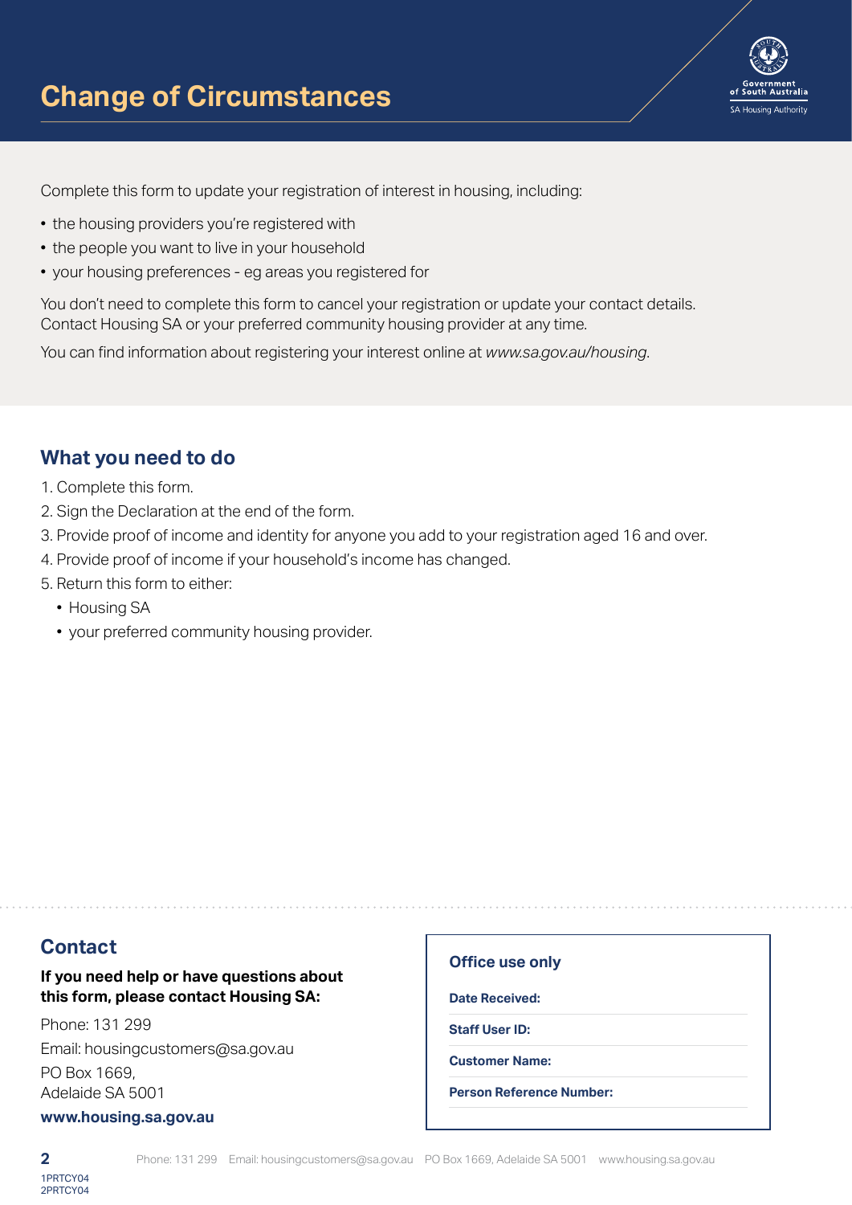# Change of Circumstances

Government of South Australia
SA Housing Authority

Complete this form to update your registration of interest in housing, including:

- the housing providers you're registered with
- the people you want to live in your household
- your housing preferences - eg areas you registered for

You don't need to complete this form to cancel your registration or update your contact details. Contact Housing SA or your preferred community housing provider at any time.

You can find information about registering your interest online at *www.sa.gov.au/housing*.

## What you need to do

1. Complete this form.
2. Sign the Declaration at the end of the form.
3. Provide proof of income and identity for anyone you add to your registration aged 16 and over.
4. Provide proof of income if your household's income has changed.
5. Return this form to either:
   - Housing SA
   - your preferred community housing provider.

## Contact

**If you need help or have questions about this form, please contact Housing SA:**

Phone: 131 299

Email: housingcustomers@sa.gov.au

PO Box 1669,
Adelaide SA 5001

**www.housing.sa.gov.au**

### Office use only

**Date Received:**

**Staff User ID:**

**Customer Name:**

**Person Reference Number:**

1PRTCY04
2PRTCY04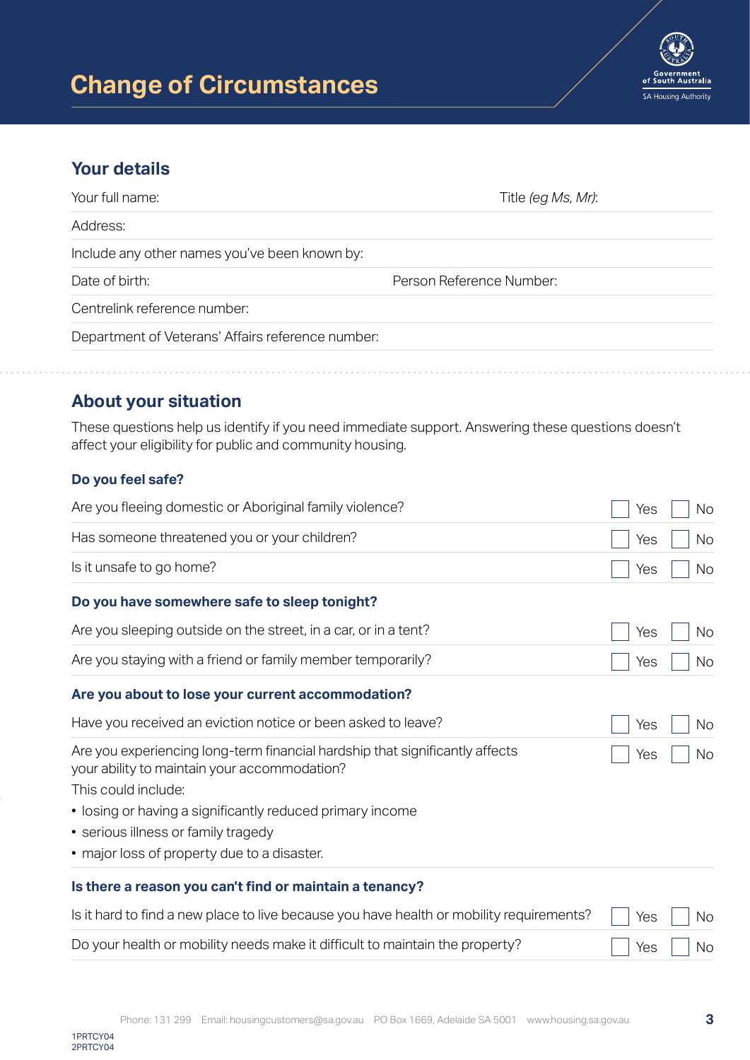# Change of Circumstances

Government of South Australia
SA Housing Authority

## Your details

Your full name: Title *(eg Ms, Mr)*:

Address:

Include any other names you've been known by:

Date of birth: Person Reference Number:

Centrelink reference number:

Department of Veterans' Affairs reference number:

## About your situation

These questions help us identify if you need immediate support. Answering these questions doesn't affect your eligibility for public and community housing.

### Do you feel safe?

| | | |
|---|---|---|
| Are you fleeing domestic or Aboriginal family violence? | ☐ Yes | ☐ No |
| Has someone threatened you or your children? | ☐ Yes | ☐ No |
| Is it unsafe to go home? | ☐ Yes | ☐ No |

### Do you have somewhere safe to sleep tonight?

| | | |
|---|---|---|
| Are you sleeping outside on the street, in a car, or in a tent? | ☐ Yes | ☐ No |
| Are you staying with a friend or family member temporarily? | ☐ Yes | ☐ No |

### Are you about to lose your current accommodation?

| | | |
|---|---|---|
| Have you received an eviction notice or been asked to leave? | ☐ Yes | ☐ No |
| Are you experiencing long-term financial hardship that significantly affects your ability to maintain your accommodation? | ☐ Yes | ☐ No |

This could include:

- losing or having a significantly reduced primary income
- serious illness or family tragedy
- major loss of property due to a disaster.

### Is there a reason you can't find or maintain a tenancy?

| | | |
|---|---|---|
| Is it hard to find a new place to live because you have health or mobility requirements? | ☐ Yes | ☐ No |
| Do your health or mobility needs make it difficult to maintain the property? | ☐ Yes | ☐ No |

Phone: 131 299 Email: housingcustomers@sa.gov.au PO Box 1669, Adelaide SA 5001 www.housing.sa.gov.au

1PRTCY04
2PRTCY04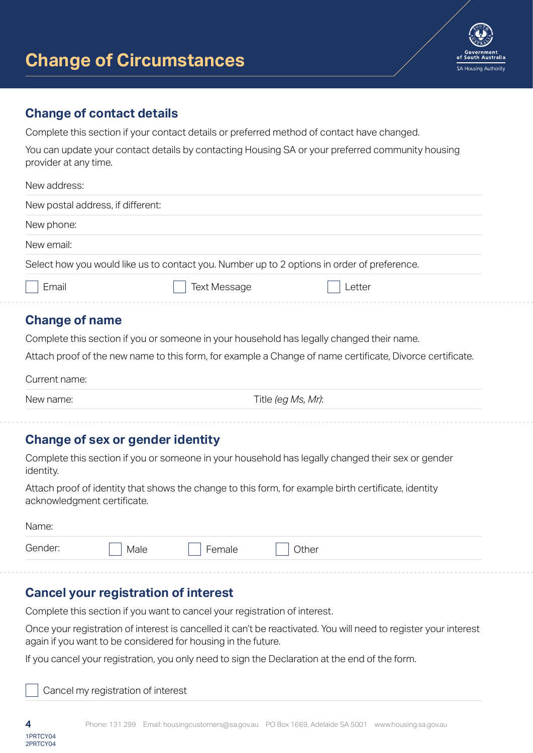# Change of Circumstances

## Change of contact details

Complete this section if your contact details or preferred method of contact have changed.

You can update your contact details by contacting Housing SA or your preferred community housing provider at any time.

New address:

New postal address, if different:

New phone:

New email:

Select how you would like us to contact you. Number up to 2 options in order of preference.

☐ Email ☐ Text Message ☐ Letter

## Change of name

Complete this section if you or someone in your household has legally changed their name.

Attach proof of the new name to this form, for example a Change of name certificate, Divorce certificate.

Current name:

New name: Title *(eg Ms, Mr)*:

## Change of sex or gender identity

Complete this section if you or someone in your household has legally changed their sex or gender identity.

Attach proof of identity that shows the change to this form, for example birth certificate, identity acknowledgment certificate.

Name:

Gender: ☐ Male ☐ Female ☐ Other

## Cancel your registration of interest

Complete this section if you want to cancel your registration of interest.

Once your registration of interest is cancelled it can't be reactivated. You will need to register your interest again if you want to be considered for housing in the future.

If you cancel your registration, you only need to sign the Declaration at the end of the form.

☐ Cancel my registration of interest

Phone: 131 299 Email: housingcustomers@sa.gov.au PO Box 1669, Adelaide SA 5001 www.housing.sa.gov.au

1PRTCY04
2PRTCY04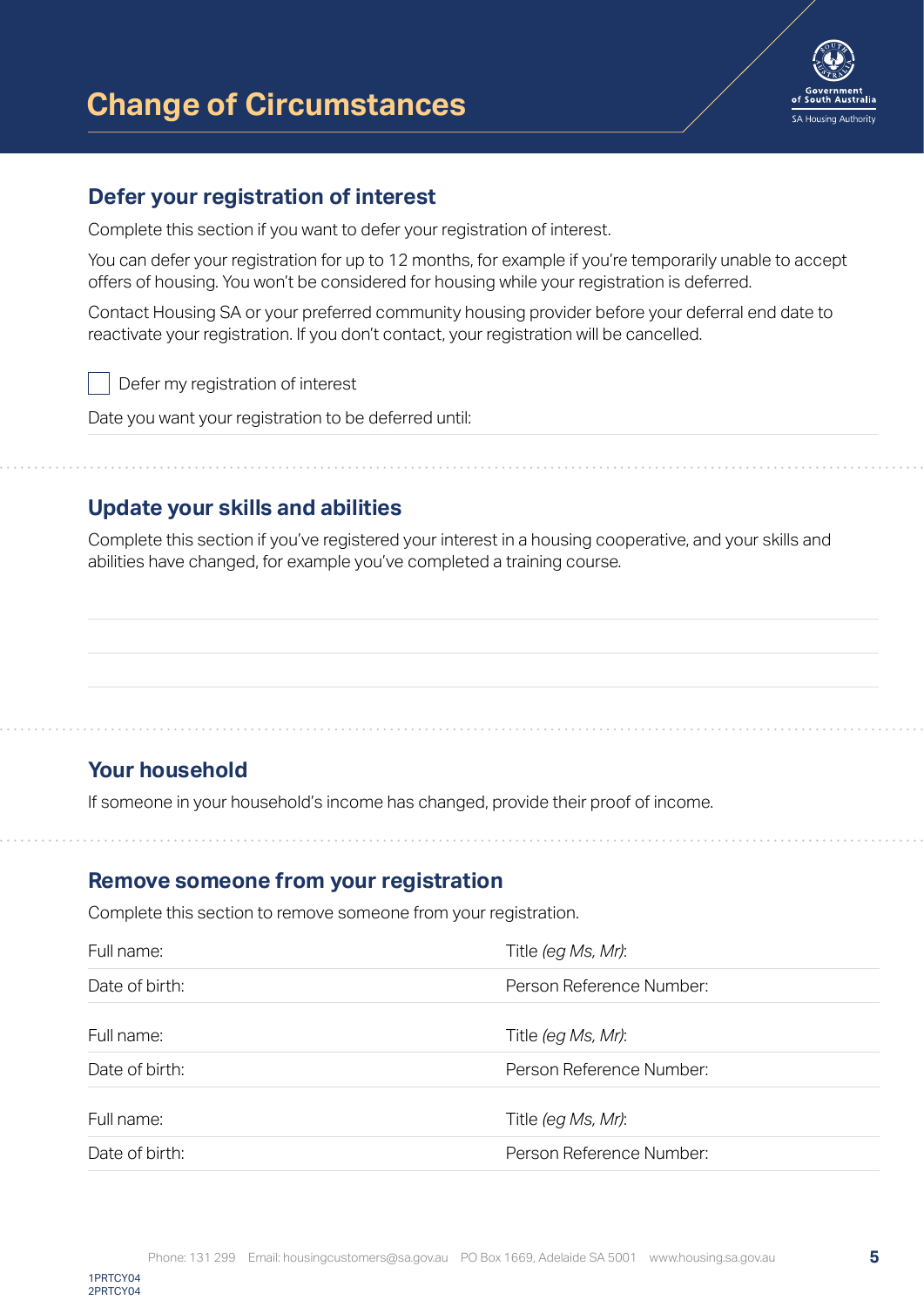# Change of Circumstances

## Defer your registration of interest

Complete this section if you want to defer your registration of interest.

You can defer your registration for up to 12 months, for example if you're temporarily unable to accept offers of housing. You won't be considered for housing while your registration is deferred.

Contact Housing SA or your preferred community housing provider before your deferral end date to reactivate your registration. If you don't contact, your registration will be cancelled.

☐ Defer my registration of interest

Date you want your registration to be deferred until:

## Update your skills and abilities

Complete this section if you've registered your interest in a housing cooperative, and your skills and abilities have changed, for example you've completed a training course.

## Your household

If someone in your household's income has changed, provide their proof of income.

## Remove someone from your registration

Complete this section to remove someone from your registration.

| | |
|---|---|
| Full name: | Title *(eg Ms, Mr)*: |
| Date of birth: | Person Reference Number: |

| | |
|---|---|
| Full name: | Title *(eg Ms, Mr)*: |
| Date of birth: | Person Reference Number: |

| | |
|---|---|
| Full name: | Title *(eg Ms, Mr)*: |
| Date of birth: | Person Reference Number: |

Phone: 131 299 Email: housingcustomers@sa.gov.au PO Box 1669, Adelaide SA 5001 www.housing.sa.gov.au

1PRTCY04
2PRTCY04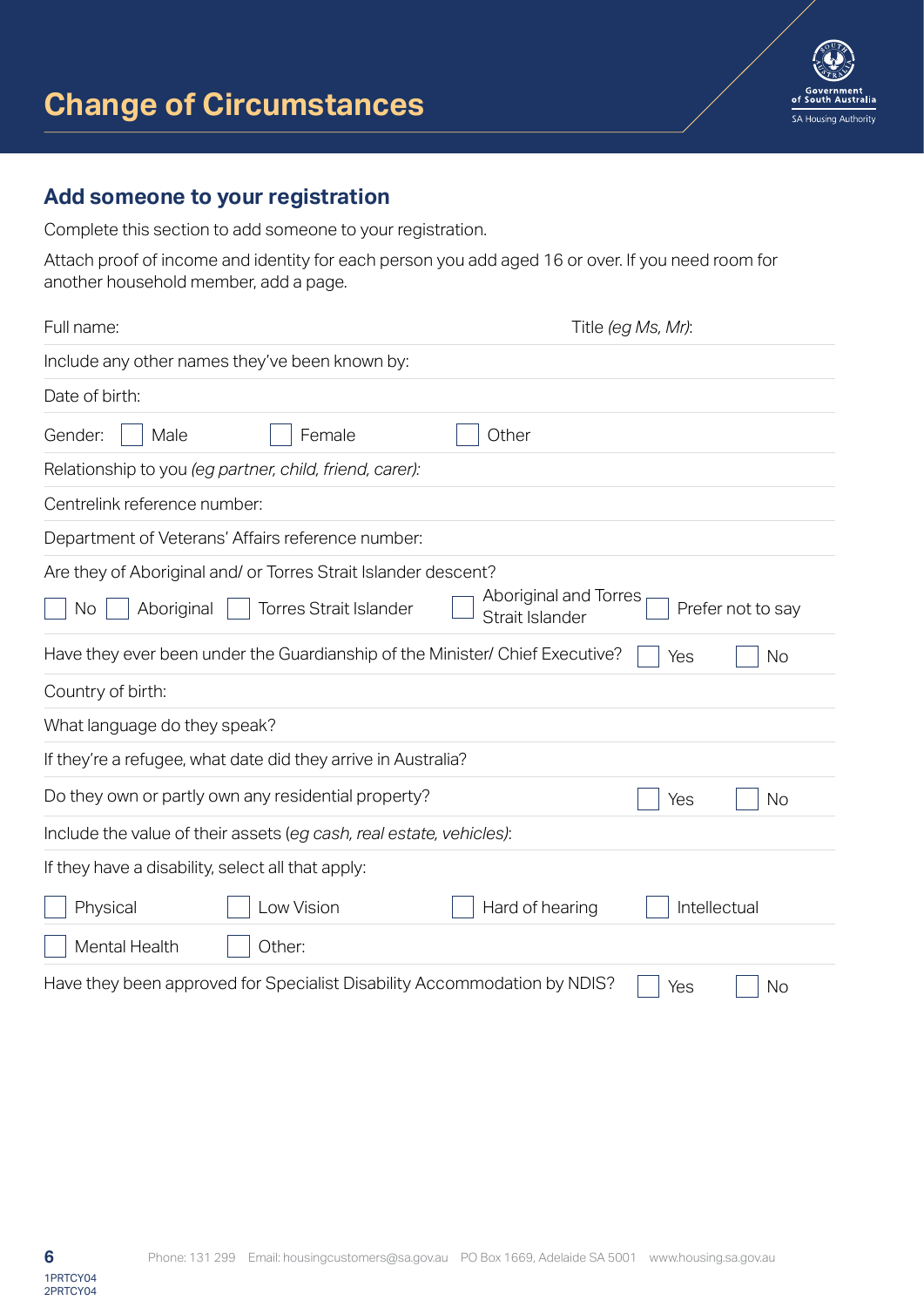# Change of Circumstances

## Add someone to your registration

Complete this section to add someone to your registration.

Attach proof of income and identity for each person you add aged 16 or over. If you need room for another household member, add a page.

Full name: Title *(eg Ms, Mr)*:

Include any other names they've been known by:

Date of birth:

Gender: ☐ Male ☐ Female ☐ Other

Relationship to you *(eg partner, child, friend, carer)*:

Centrelink reference number:

Department of Veterans' Affairs reference number:

Are they of Aboriginal and/ or Torres Strait Islander descent?

☐ No ☐ Aboriginal ☐ Torres Strait Islander ☐ Aboriginal and Torres Strait Islander ☐ Prefer not to say

Have they ever been under the Guardianship of the Minister/ Chief Executive? ☐ Yes ☐ No

Country of birth:

What language do they speak?

If they're a refugee, what date did they arrive in Australia?

Do they own or partly own any residential property? ☐ Yes ☐ No

Include the value of their assets (*eg cash, real estate, vehicles)*:

If they have a disability, select all that apply:

☐ Physical ☐ Low Vision ☐ Hard of hearing ☐ Intellectual

☐ Mental Health ☐ Other:

Have they been approved for Specialist Disability Accommodation by NDIS? ☐ Yes ☐ No

1PRTCY04
2PRTCY04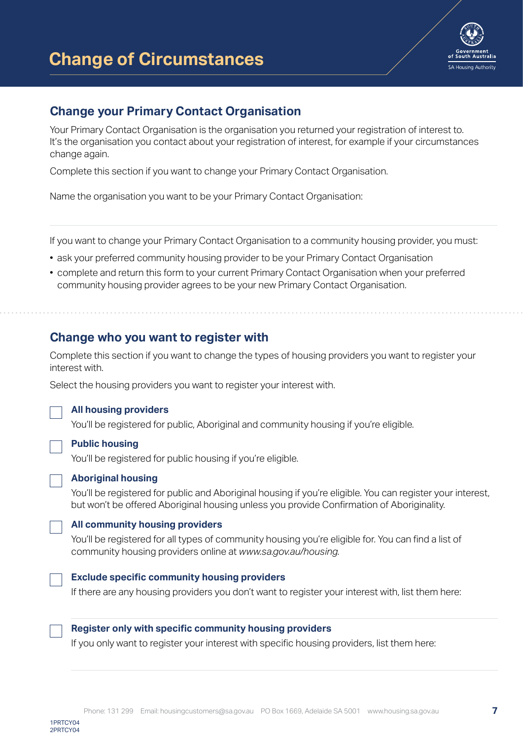# Change of Circumstances

## Change your Primary Contact Organisation

Your Primary Contact Organisation is the organisation you returned your registration of interest to. It's the organisation you contact about your registration of interest, for example if your circumstances change again.

Complete this section if you want to change your Primary Contact Organisation.

Name the organisation you want to be your Primary Contact Organisation:

If you want to change your Primary Contact Organisation to a community housing provider, you must:

- ask your preferred community housing provider to be your Primary Contact Organisation
- complete and return this form to your current Primary Contact Organisation when your preferred community housing provider agrees to be your new Primary Contact Organisation.

## Change who you want to register with

Complete this section if you want to change the types of housing providers you want to register your interest with.

Select the housing providers you want to register your interest with.

☐ **All housing providers**
You'll be registered for public, Aboriginal and community housing if you're eligible.

☐ **Public housing**
You'll be registered for public housing if you're eligible.

☐ **Aboriginal housing**
You'll be registered for public and Aboriginal housing if you're eligible. You can register your interest, but won't be offered Aboriginal housing unless you provide Confirmation of Aboriginality.

☐ **All community housing providers**
You'll be registered for all types of community housing you're eligible for. You can find a list of community housing providers online at *www.sa.gov.au/housing.*

☐ **Exclude specific community housing providers**
If there are any housing providers you don't want to register your interest with, list them here:

☐ **Register only with specific community housing providers**
If you only want to register your interest with specific housing providers, list them here:

Phone: 131 299 Email: housingcustomers@sa.gov.au PO Box 1669, Adelaide SA 5001 www.housing.sa.gov.au

1PRTCY04
2PRTCY04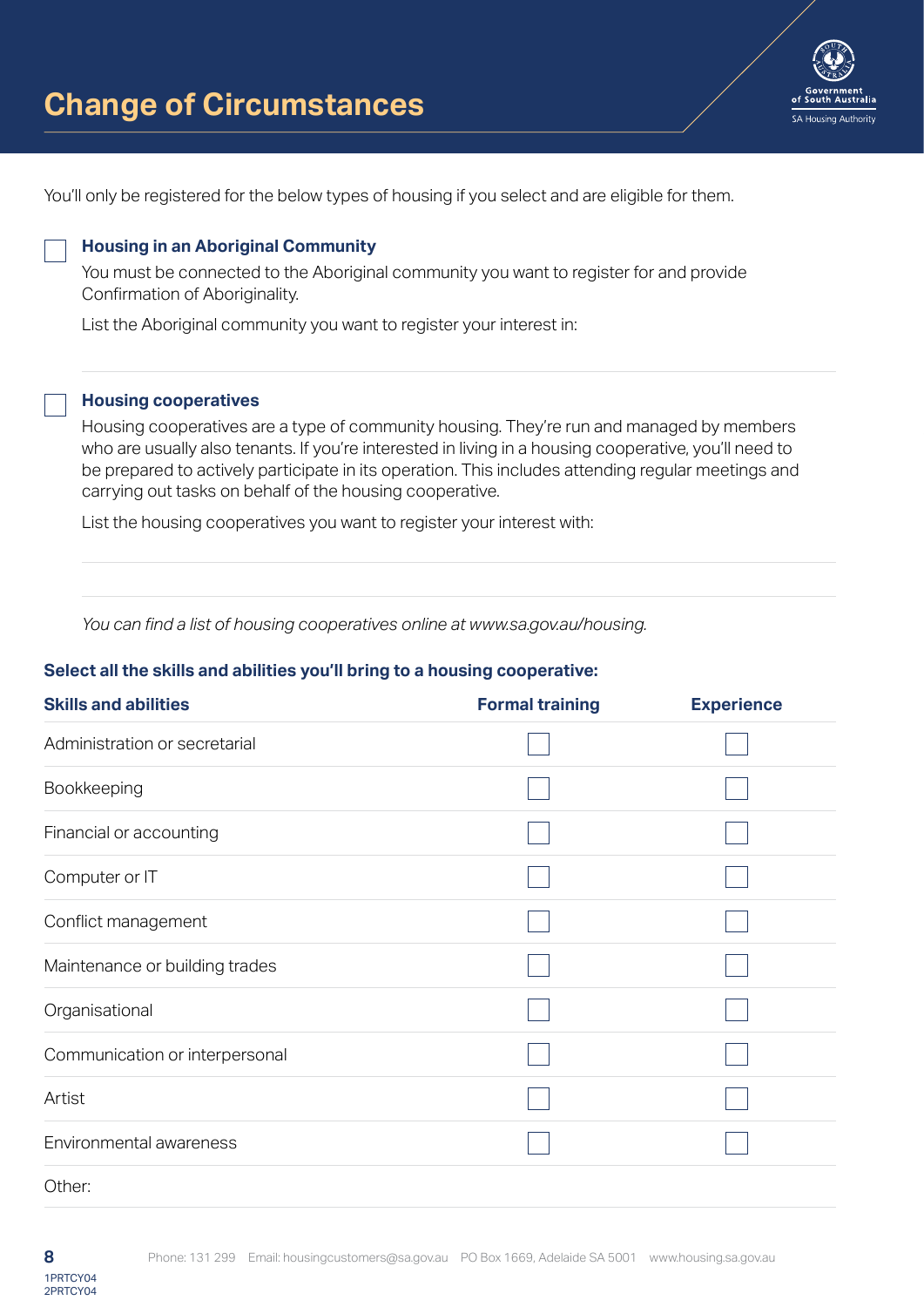# Change of Circumstances

You'll only be registered for the below types of housing if you select and are eligible for them.

☐ **Housing in an Aboriginal Community**

You must be connected to the Aboriginal community you want to register for and provide Confirmation of Aboriginality.

List the Aboriginal community you want to register your interest in:

☐ **Housing cooperatives**

Housing cooperatives are a type of community housing. They're run and managed by members who are usually also tenants. If you're interested in living in a housing cooperative, you'll need to be prepared to actively participate in its operation. This includes attending regular meetings and carrying out tasks on behalf of the housing cooperative.

List the housing cooperatives you want to register your interest with:

*You can find a list of housing cooperatives online at www.sa.gov.au/housing.*

**Select all the skills and abilities you'll bring to a housing cooperative:**

| Skills and abilities | Formal training | Experience |
|---|---|---|
| Administration or secretarial | ☐ | ☐ |
| Bookkeeping | ☐ | ☐ |
| Financial or accounting | ☐ | ☐ |
| Computer or IT | ☐ | ☐ |
| Conflict management | ☐ | ☐ |
| Maintenance or building trades | ☐ | ☐ |
| Organisational | ☐ | ☐ |
| Communication or interpersonal | ☐ | ☐ |
| Artist | ☐ | ☐ |
| Environmental awareness | ☐ | ☐ |
| Other: | | |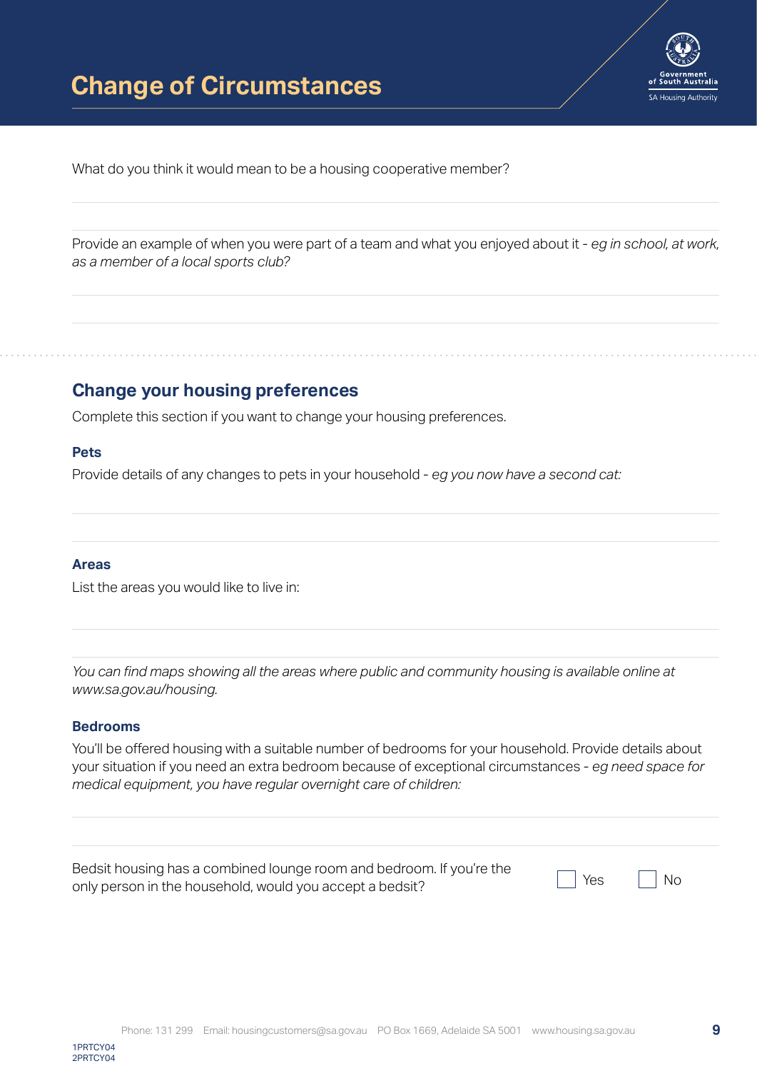# Change of Circumstances

What do you think it would mean to be a housing cooperative member?

Provide an example of when you were part of a team and what you enjoyed about it - *eg in school, at work, as a member of a local sports club?*

## Change your housing preferences

Complete this section if you want to change your housing preferences.

### Pets

Provide details of any changes to pets in your household - *eg you now have a second cat:*

### Areas

List the areas you would like to live in:

*You can find maps showing all the areas where public and community housing is available online at www.sa.gov.au/housing.*

### Bedrooms

You'll be offered housing with a suitable number of bedrooms for your household. Provide details about your situation if you need an extra bedroom because of exceptional circumstances - *eg need space for medical equipment, you have regular overnight care of children:*

Bedsit housing has a combined lounge room and bedroom. If you're the only person in the household, would you accept a bedsit? ☐ Yes ☐ No

1PRTCY04
2PRTCY04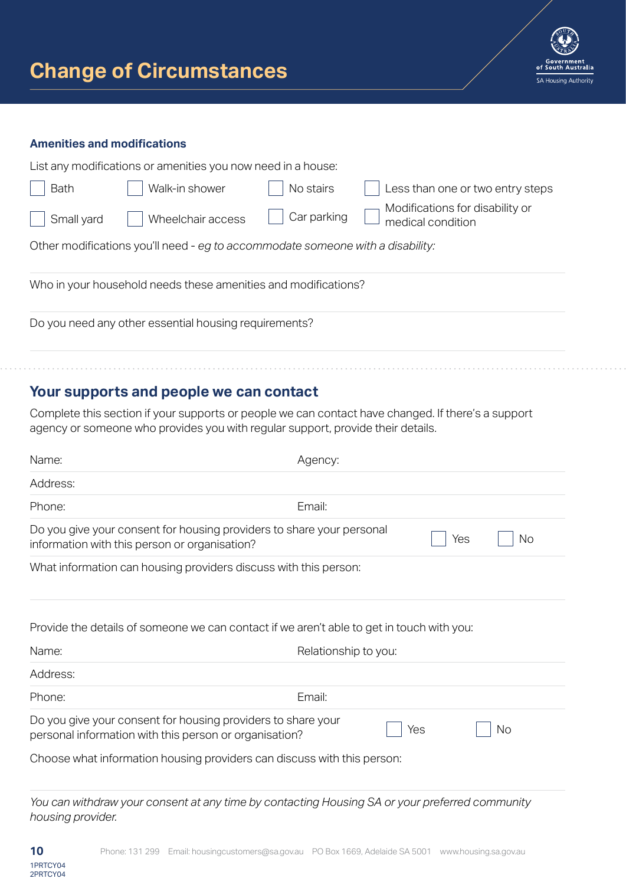# Change of Circumstances

### Amenities and modifications

List any modifications or amenities you now need in a house:

☐ Bath ☐ Walk-in shower ☐ No stairs ☐ Less than one or two entry steps

☐ Small yard ☐ Wheelchair access ☐ Car parking ☐ Modifications for disability or medical condition

Other modifications you'll need - *eg to accommodate someone with a disability:*

Who in your household needs these amenities and modifications?

Do you need any other essential housing requirements?

## Your supports and people we can contact

Complete this section if your supports or people we can contact have changed. If there's a support agency or someone who provides you with regular support, provide their details.

Name: Agency:

Address:

Phone: Email:

Do you give your consent for housing providers to share your personal information with this person or organisation? ☐ Yes ☐ No

What information can housing providers discuss with this person:

Provide the details of someone we can contact if we aren't able to get in touch with you:

Name: Relationship to you:

Address:

Phone: Email:

Do you give your consent for housing providers to share your personal information with this person or organisation? ☐ Yes ☐ No

Choose what information housing providers can discuss with this person:

*You can withdraw your consent at any time by contacting Housing SA or your preferred community housing provider.*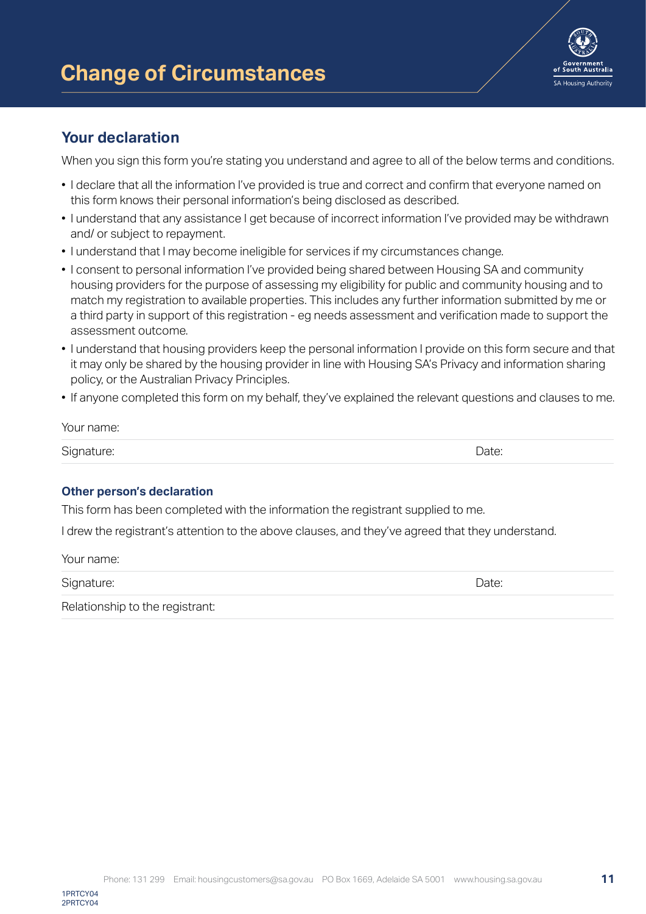# Change of Circumstances

## Your declaration

When you sign this form you're stating you understand and agree to all of the below terms and conditions.

- I declare that all the information I've provided is true and correct and confirm that everyone named on this form knows their personal information's being disclosed as described.
- I understand that any assistance I get because of incorrect information I've provided may be withdrawn and/ or subject to repayment.
- I understand that I may become ineligible for services if my circumstances change.
- I consent to personal information I've provided being shared between Housing SA and community housing providers for the purpose of assessing my eligibility for public and community housing and to match my registration to available properties. This includes any further information submitted by me or a third party in support of this registration - eg needs assessment and verification made to support the assessment outcome.
- I understand that housing providers keep the personal information I provide on this form secure and that it may only be shared by the housing provider in line with Housing SA's Privacy and information sharing policy, or the Australian Privacy Principles.
- If anyone completed this form on my behalf, they've explained the relevant questions and clauses to me.

Your name:

Signature: Date:

### Other person's declaration

This form has been completed with the information the registrant supplied to me.

I drew the registrant's attention to the above clauses, and they've agreed that they understand.

Your name:

Signature: Date:

Relationship to the registrant:

Phone: 131 299 Email: housingcustomers@sa.gov.au PO Box 1669, Adelaide SA 5001 www.housing.sa.gov.au

1PRTCY04
2PRTCY04